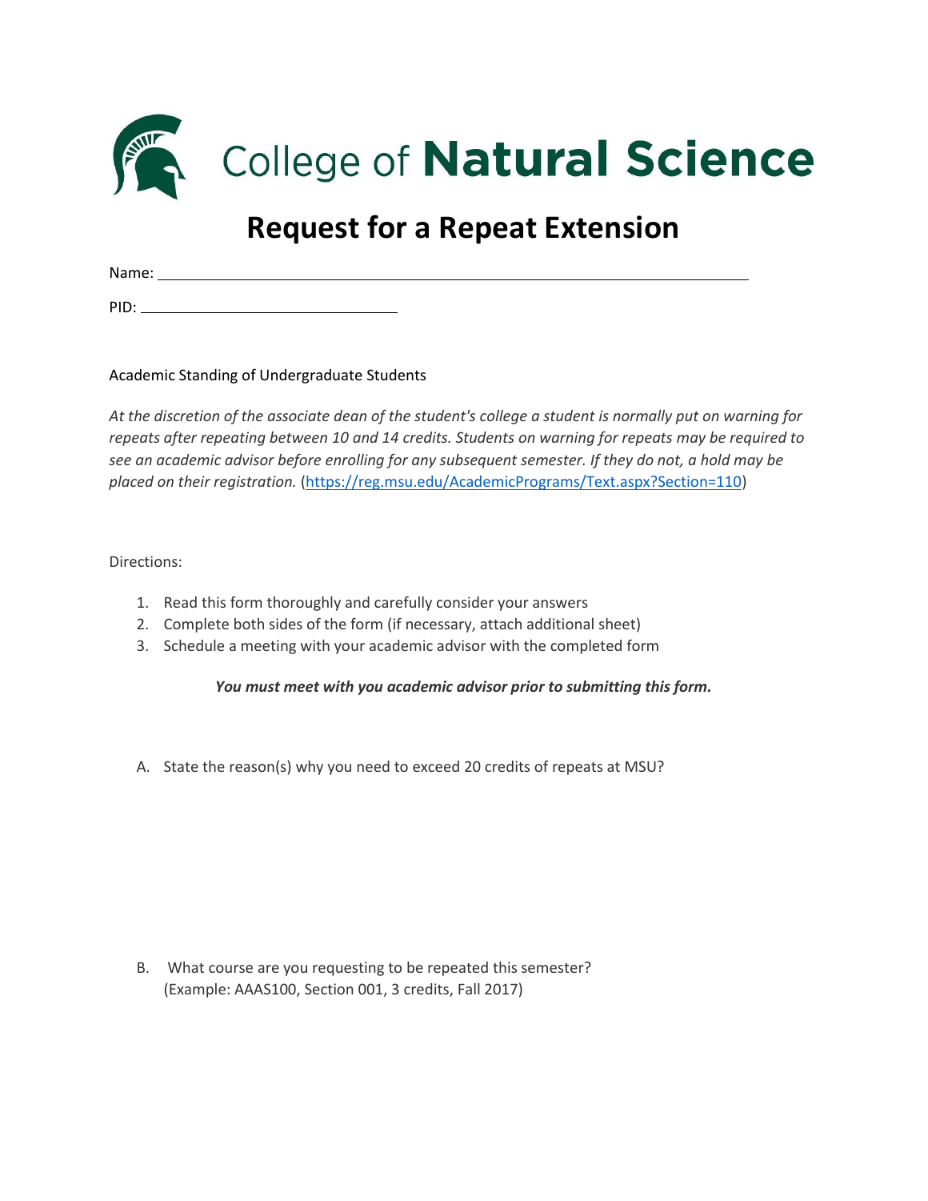# College of **Natural Science**

# Request for a Repeat Extension

Name: ______________________________________________

PID: ____________________

Academic Standing of Undergraduate Students

*At the discretion of the associate dean of the student's college a student is normally put on warning for repeats after repeating between 10 and 14 credits. Students on warning for repeats may be required to see an academic advisor before enrolling for any subsequent semester. If they do not, a hold may be placed on their registration.* (https://reg.msu.edu/AcademicPrograms/Text.aspx?Section=110)

Directions:

1. Read this form thoroughly and carefully consider your answers
2. Complete both sides of the form (if necessary, attach additional sheet)
3. Schedule a meeting with your academic advisor with the completed form

***You must meet with you academic advisor prior to submitting this form.***

A. State the reason(s) why you need to exceed 20 credits of repeats at MSU?

B. What course are you requesting to be repeated this semester?
   (Example: AAAS100, Section 001, 3 credits, Fall 2017)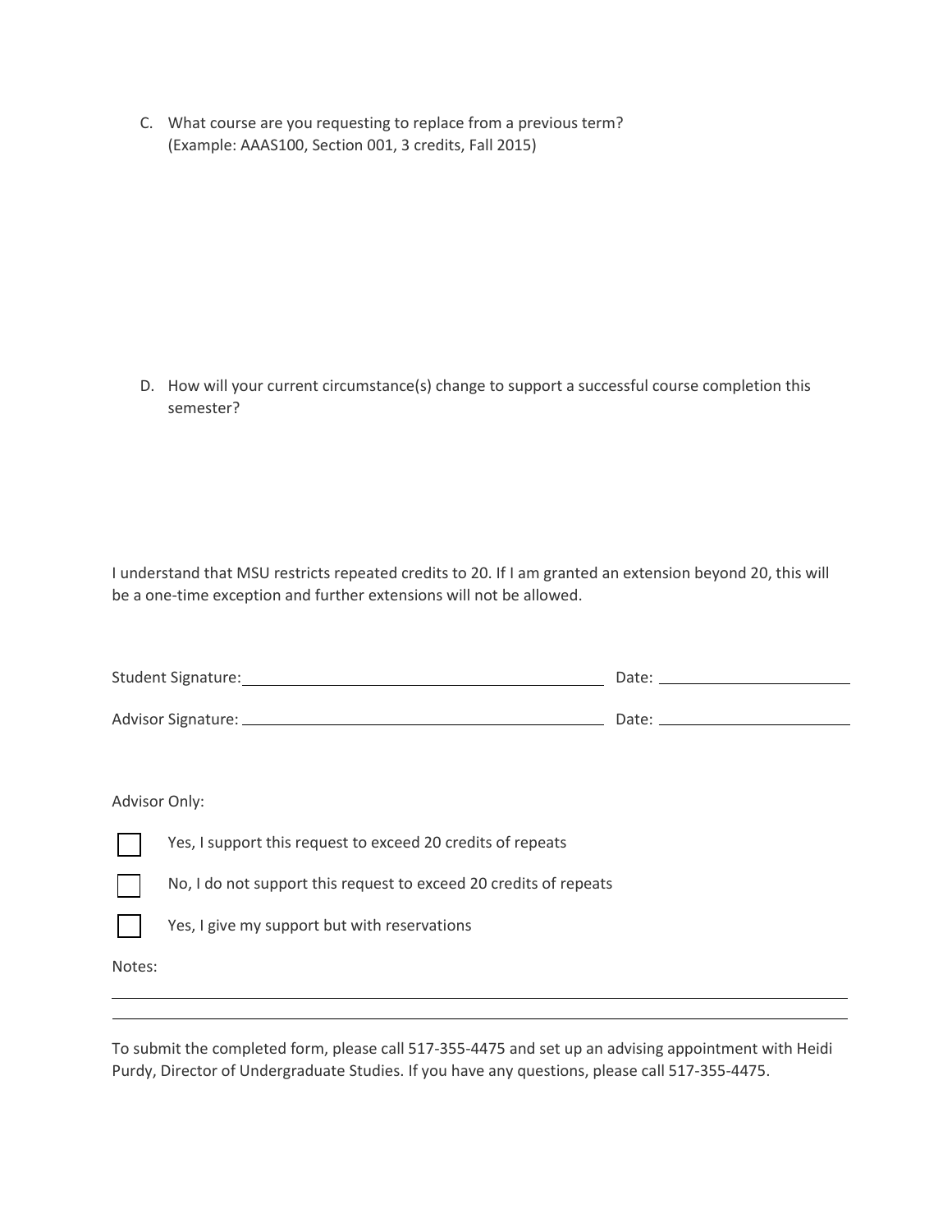C. What course are you requesting to replace from a previous term?
   (Example: AAAS100, Section 001, 3 credits, Fall 2015)

D. How will your current circumstance(s) change to support a successful course completion this semester?

I understand that MSU restricts repeated credits to 20. If I am granted an extension beyond 20, this will be a one-time exception and further extensions will not be allowed.

Student Signature: ______________________________ Date: ______________

Advisor Signature: ______________________________ Date: ______________

Advisor Only:

☐ Yes, I support this request to exceed 20 credits of repeats

☐ No, I do not support this request to exceed 20 credits of repeats

☐ Yes, I give my support but with reservations

Notes:

_______________________________________________________________

_______________________________________________________________

To submit the completed form, please call 517-355-4475 and set up an advising appointment with Heidi Purdy, Director of Undergraduate Studies. If you have any questions, please call 517-355-4475.